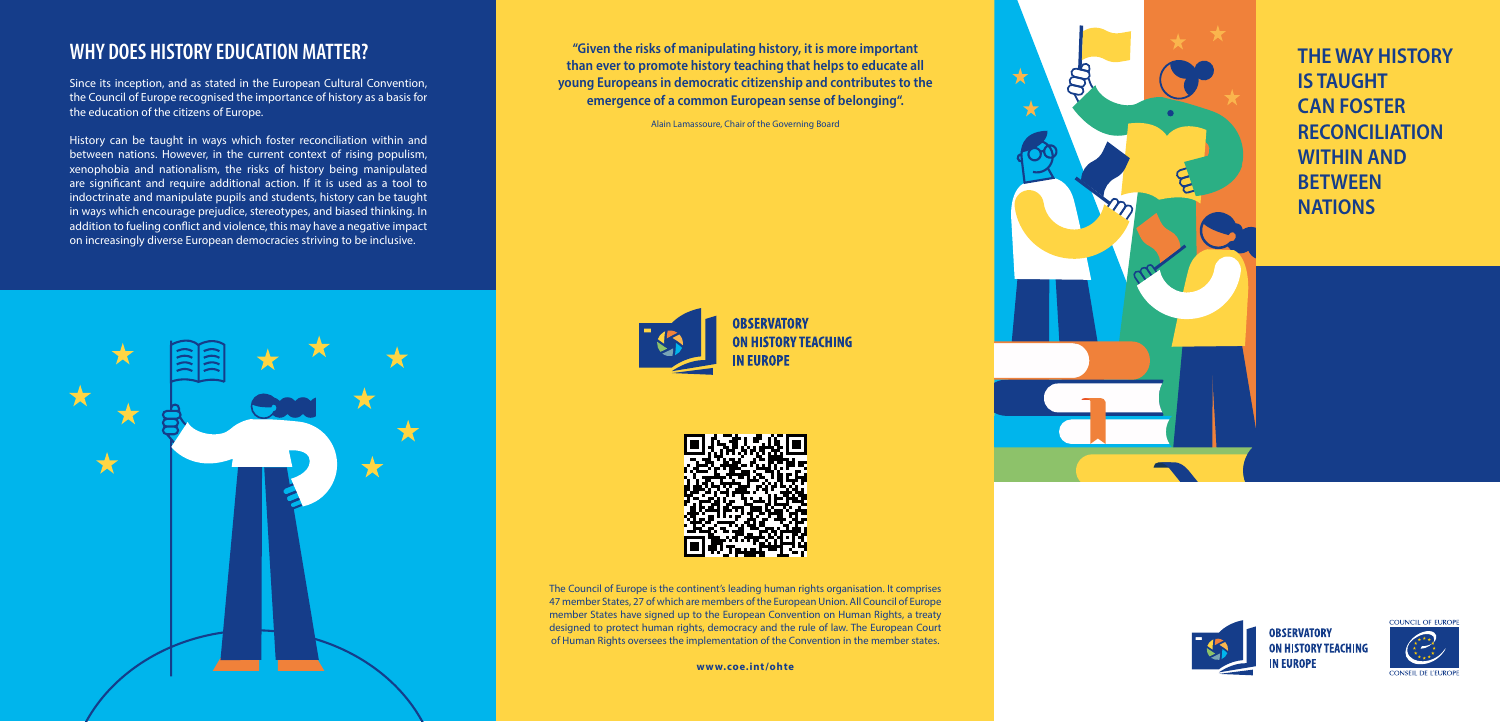## WHY DOES HISTORY EDUCATION MATTER?

Since its inception, and as stated in the European Cultural Convention, the Council of Europe recognised the importance of history as a basis for the education of the citizens of Europe.

History can be taught in ways which foster reconciliation within and between nations. However, in the current context of rising populism, xenophobia and nationalism, the risks of history being manipulated are significant and require additional action. If it is used as a tool to indoctrinate and manipulate pupils and students, history can be taught in ways which encourage prejudice, stereotypes, and biased thinking. In addition to fueling conflict and violence, this may have a negative impact on increasingly diverse European democracies striving to be inclusive.

**"Given the risks of manipulating history, it is more important than ever to promote history teaching that helps to educate all young Europeans in democratic citizenship and contributes to the emergence of a common European sense of belonging".**

Alain Lamassoure, Chair of the Governing Board

**OBSERVATORY ON HISTORY TEACHING IN EUROPE**

The Council of Europe is the continent's leading human rights organisation. It comprises 47 member States, 27 of which are members of the European Union. All Council of Europe member States have signed up to the European Convention on Human Rights, a treaty designed to protect human rights, democracy and the rule of law. The European Court of Human Rights oversees the implementation of the Convention in the member states.

**www.coe.int/ohte**

# THE WAY HISTORY IS TAUGHT CAN FOSTER RECONCILIATION WITHIN AND BETWEEN NATIONS

**OBSERVATORY ON HISTORY TEACHING IN EUROPE**

COUNCIL OF EUROPE

CONSEIL DE L'EUROPE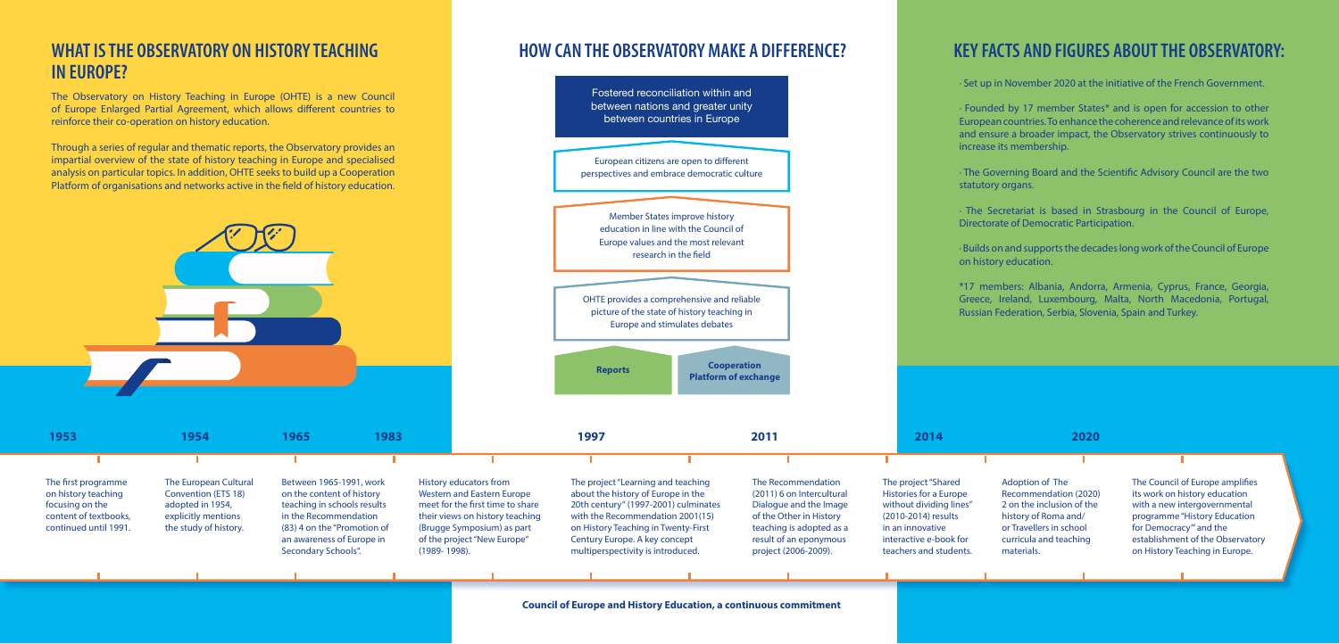## WHAT IS THE OBSERVATORY ON HISTORY TEACHING IN EUROPE?

The Observatory on History Teaching in Europe (OHTE) is a new Council of Europe Enlarged Partial Agreement, which allows different countries to reinforce their co-operation on history education.

Through a series of regular and thematic reports, the Observatory provides an impartial overview of the state of history teaching in Europe and specialised analysis on particular topics. In addition, OHTE seeks to build up a Cooperation Platform of organisations and networks active in the field of history education.

## HOW CAN THE OBSERVATORY MAKE A DIFFERENCE?

Fostered reconciliation within and between nations and greater unity between countries in Europe

European citizens are open to different perspectives and embrace democratic culture

Member States improve history education in line with the Council of Europe values and the most relevant research in the field

OHTE provides a comprehensive and reliable picture of the state of history teaching in Europe and stimulates debates

**Reports**

**Cooperation Platform of exchange**

## KEY FACTS AND FIGURES ABOUT THE OBSERVATORY:

· Set up in November 2020 at the initiative of the French Government.

· Founded by 17 member States* and is open for accession to other European countries. To enhance the coherence and relevance of its work and ensure a broader impact, the Observatory strives continuously to increase its membership.

· The Governing Board and the Scientific Advisory Council are the two statutory organs.

· The Secretariat is based in Strasbourg in the Council of Europe, Directorate of Democratic Participation.

· Builds on and supports the decades long work of the Council of Europe on history education.

*17 members: Albania, Andorra, Armenia, Cyprus, France, Georgia, Greece, Ireland, Luxembourg, Malta, North Macedonia, Portugal, Russian Federation, Serbia, Slovenia, Spain and Turkey.

**1953**

The first programme on history teaching focusing on the content of textbooks, continued until 1991.

**1954**

The European Cultural Convention (ETS 18) adopted in 1954, explicitly mentions the study of history.

**1965**

Between 1965-1991, work on the content of history teaching in schools results in the Recommendation (83) 4 on the "Promotion of an awareness of Europe in Secondary Schools".

**1983**

History educators from Western and Eastern Europe meet for the first time to share their views on history teaching (Brugge Symposium) as part of the project "New Europe" (1989- 1998).

**1997**

The project "Learning and teaching about the history of Europe in the 20th century" (1997-2001) culminates with the Recommendation 2001(15) on History Teaching in Twenty-First Century Europe. A key concept multiperspectivity is introduced.

**2011**

The Recommendation (2011) 6 on Intercultural Dialogue and the Image of the Other in History teaching is adopted as a result of an eponymous project (2006-2009).

**2014**

The project "Shared Histories for a Europe without dividing lines" (2010-2014) results in an innovative interactive e-book for teachers and students.

Adoption of The Recommendation (2020) 2 on the inclusion of the history of Roma and/ or Travellers in school curricula and teaching materials.

**2020**

The Council of Europe amplifies its work on history education with a new intergovernmental programme "History Education for Democracy" and the establishment of the Observatory on History Teaching in Europe.

**Council of Europe and History Education, a continuous commitment**